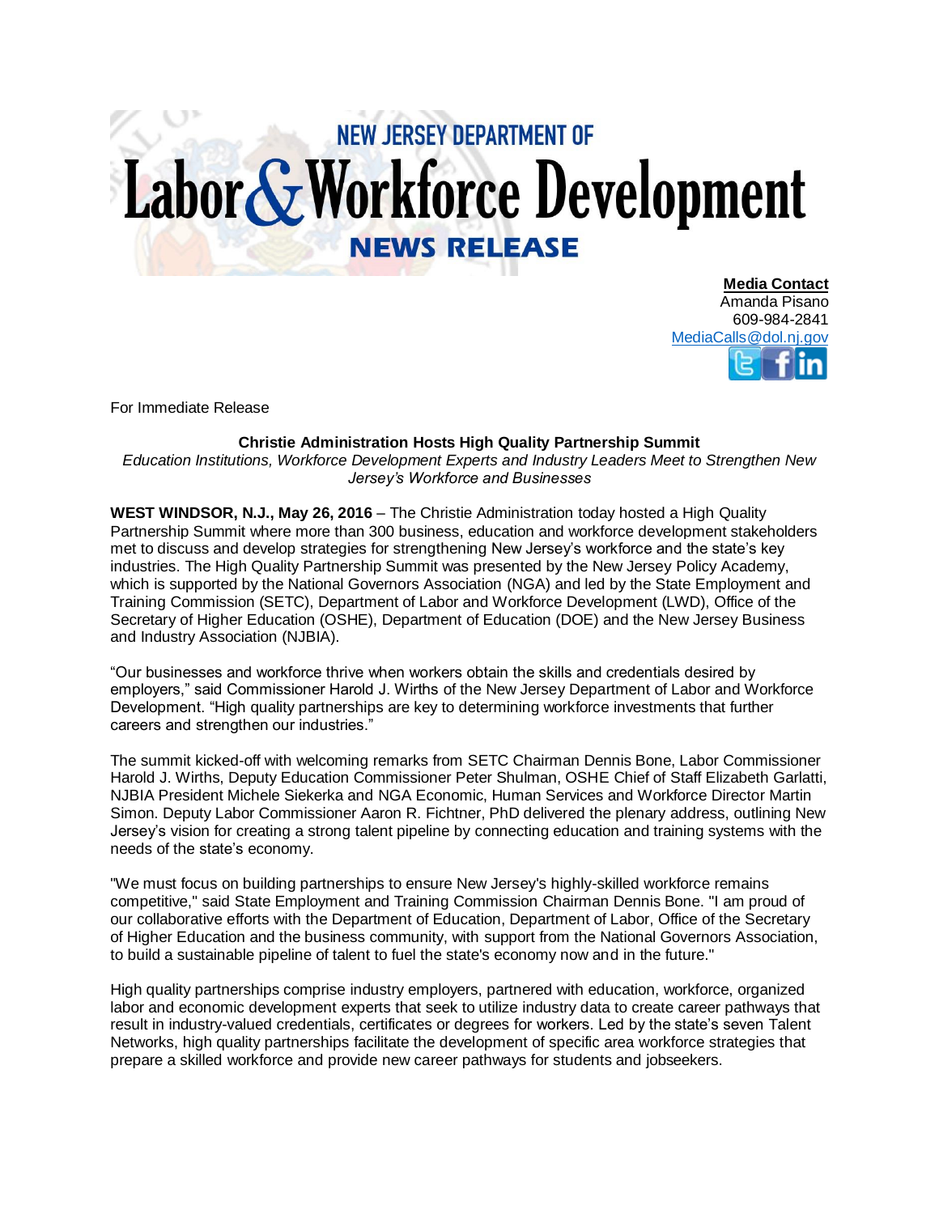# NEW JERSEY DEPARTMENT OF Labor & Workforce Development

## NEWS RELEASE

**Media Contact**
Amanda Pisano
609-984-2841
MediaCalls@dol.nj.gov

For Immediate Release

**Christie Administration Hosts High Quality Partnership Summit**

*Education Institutions, Workforce Development Experts and Industry Leaders Meet to Strengthen New Jersey's Workforce and Businesses*

**WEST WINDSOR, N.J., May 26, 2016** – The Christie Administration today hosted a High Quality Partnership Summit where more than 300 business, education and workforce development stakeholders met to discuss and develop strategies for strengthening New Jersey's workforce and the state's key industries. The High Quality Partnership Summit was presented by the New Jersey Policy Academy, which is supported by the National Governors Association (NGA) and led by the State Employment and Training Commission (SETC), Department of Labor and Workforce Development (LWD), Office of the Secretary of Higher Education (OSHE), Department of Education (DOE) and the New Jersey Business and Industry Association (NJBIA).

"Our businesses and workforce thrive when workers obtain the skills and credentials desired by employers," said Commissioner Harold J. Wirths of the New Jersey Department of Labor and Workforce Development. "High quality partnerships are key to determining workforce investments that further careers and strengthen our industries."

The summit kicked-off with welcoming remarks from SETC Chairman Dennis Bone, Labor Commissioner Harold J. Wirths, Deputy Education Commissioner Peter Shulman, OSHE Chief of Staff Elizabeth Garlatti, NJBIA President Michele Siekerka and NGA Economic, Human Services and Workforce Director Martin Simon. Deputy Labor Commissioner Aaron R. Fichtner, PhD delivered the plenary address, outlining New Jersey's vision for creating a strong talent pipeline by connecting education and training systems with the needs of the state's economy.

"We must focus on building partnerships to ensure New Jersey's highly-skilled workforce remains competitive," said State Employment and Training Commission Chairman Dennis Bone. "I am proud of our collaborative efforts with the Department of Education, Department of Labor, Office of the Secretary of Higher Education and the business community, with support from the National Governors Association, to build a sustainable pipeline of talent to fuel the state's economy now and in the future."

High quality partnerships comprise industry employers, partnered with education, workforce, organized labor and economic development experts that seek to utilize industry data to create career pathways that result in industry-valued credentials, certificates or degrees for workers. Led by the state's seven Talent Networks, high quality partnerships facilitate the development of specific area workforce strategies that prepare a skilled workforce and provide new career pathways for students and jobseekers.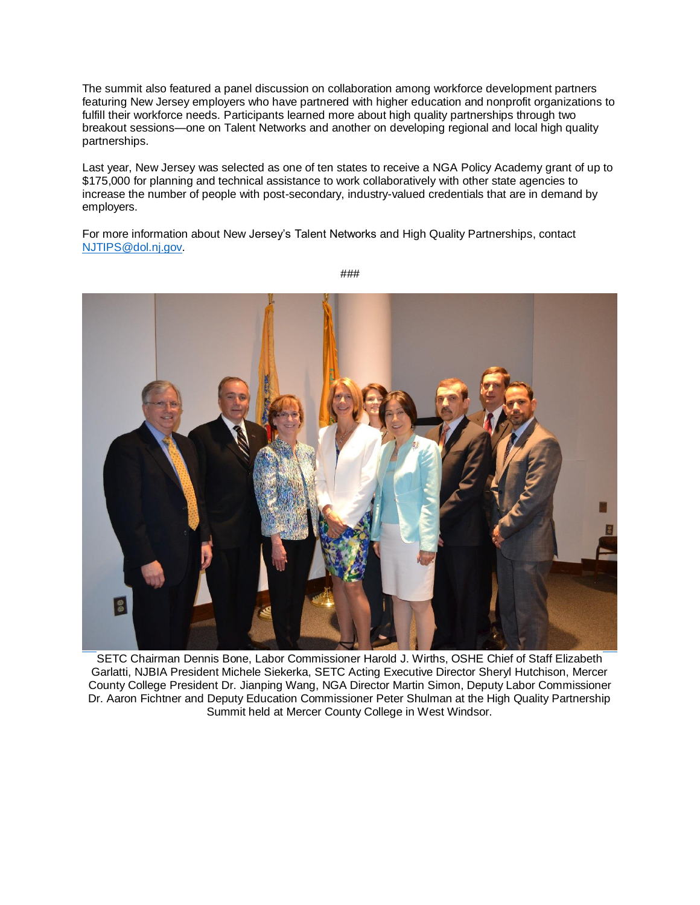The summit also featured a panel discussion on collaboration among workforce development partners featuring New Jersey employers who have partnered with higher education and nonprofit organizations to fulfill their workforce needs. Participants learned more about high quality partnerships through two breakout sessions—one on Talent Networks and another on developing regional and local high quality partnerships.

Last year, New Jersey was selected as one of ten states to receive a NGA Policy Academy grant of up to $175,000 for planning and technical assistance to work collaboratively with other state agencies to increase the number of people with post-secondary, industry-valued credentials that are in demand by employers.

For more information about New Jersey's Talent Networks and High Quality Partnerships, contact [NJTIPS@dol.nj.gov](mailto:NJTIPS@dol.nj.gov).

###

SETC Chairman Dennis Bone, Labor Commissioner Harold J. Wirths, OSHE Chief of Staff Elizabeth Garlatti, NJBIA President Michele Siekerka, SETC Acting Executive Director Sheryl Hutchison, Mercer County College President Dr. Jianping Wang, NGA Director Martin Simon, Deputy Labor Commissioner Dr. Aaron Fichtner and Deputy Education Commissioner Peter Shulman at the High Quality Partnership Summit held at Mercer County College in West Windsor.